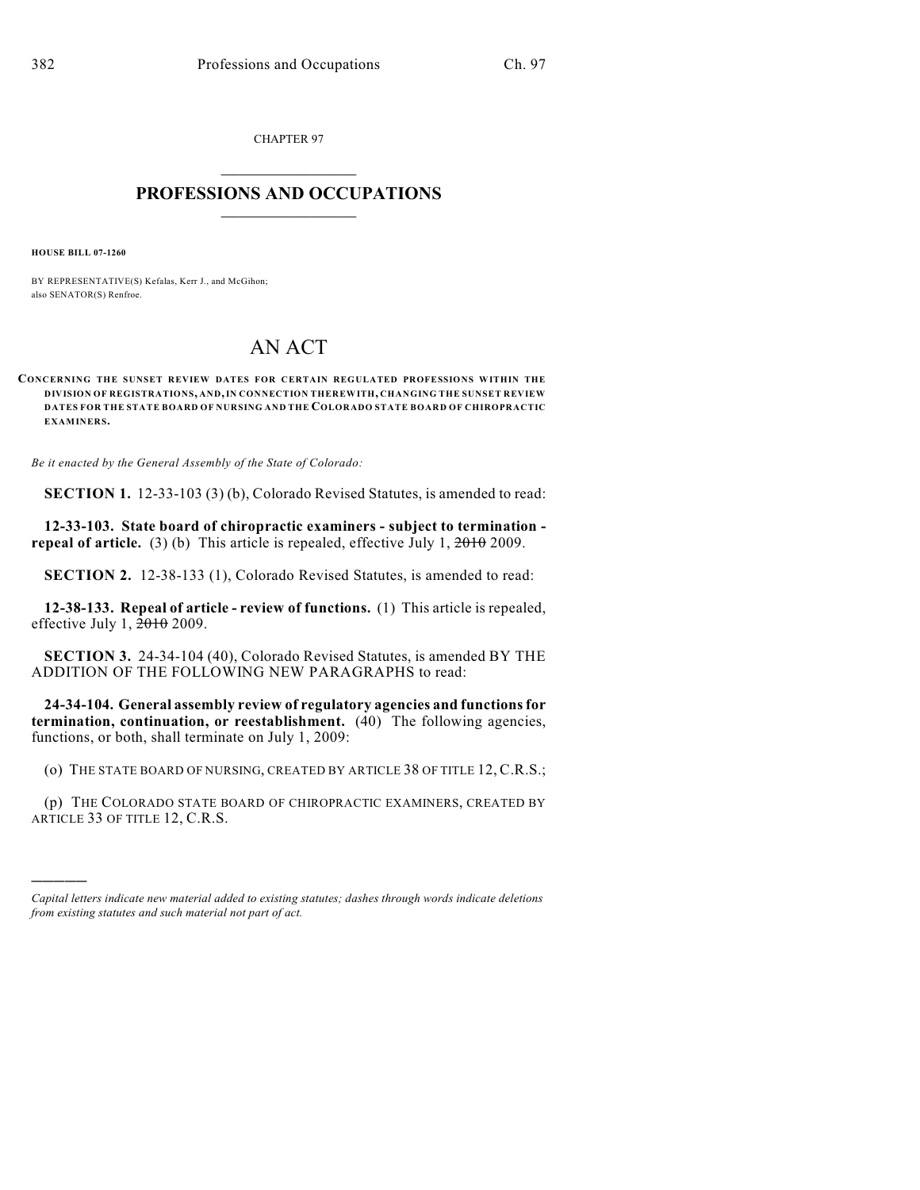CHAPTER 97

# PROFESSIONS AND OCCUPATIONS

**HOUSE BILL 07-1260**

BY REPRESENTATIVE(S) Kefalas, Kerr J., and McGihon;
also SENATOR(S) Renfroe.

# AN ACT

**CONCERNING THE SUNSET REVIEW DATES FOR CERTAIN REGULATED PROFESSIONS WITHIN THE DIVISION OF REGISTRATIONS, AND, IN CONNECTION THEREWITH, CHANGING THE SUNSET REVIEW DATES FOR THE STATE BOARD OF NURSING AND THE COLORADO STATE BOARD OF CHIROPRACTIC EXAMINERS.**

*Be it enacted by the General Assembly of the State of Colorado:*

**SECTION 1.** 12-33-103 (3) (b), Colorado Revised Statutes, is amended to read:

**12-33-103. State board of chiropractic examiners - subject to termination - repeal of article.** (3) (b) This article is repealed, effective July 1, ~~2010~~ 2009.

**SECTION 2.** 12-38-133 (1), Colorado Revised Statutes, is amended to read:

**12-38-133. Repeal of article - review of functions.** (1) This article is repealed, effective July 1, ~~2010~~ 2009.

**SECTION 3.** 24-34-104 (40), Colorado Revised Statutes, is amended BY THE ADDITION OF THE FOLLOWING NEW PARAGRAPHS to read:

**24-34-104. General assembly review of regulatory agencies and functions for termination, continuation, or reestablishment.** (40) The following agencies, functions, or both, shall terminate on July 1, 2009:

(o) THE STATE BOARD OF NURSING, CREATED BY ARTICLE 38 OF TITLE 12, C.R.S.;

(p) THE COLORADO STATE BOARD OF CHIROPRACTIC EXAMINERS, CREATED BY ARTICLE 33 OF TITLE 12, C.R.S.

---

*Capital letters indicate new material added to existing statutes; dashes through words indicate deletions from existing statutes and such material not part of act.*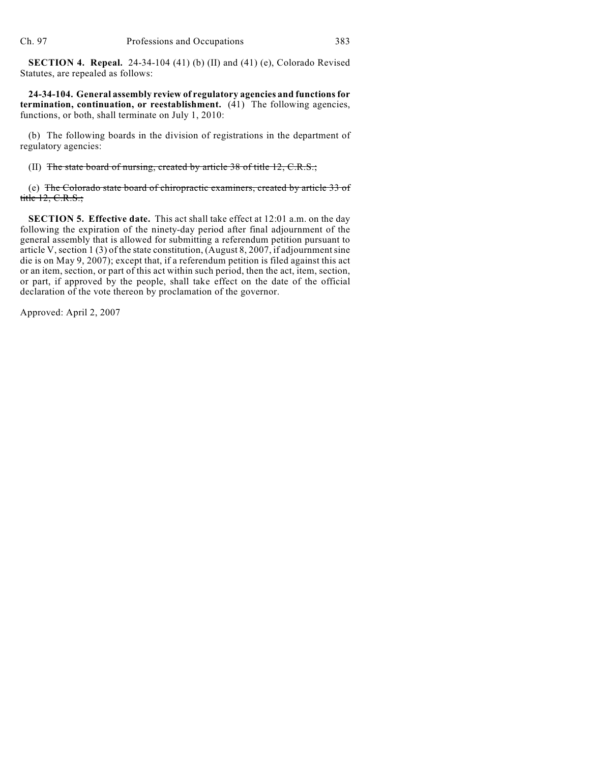**SECTION 4. Repeal.** 24-34-104 (41) (b) (II) and (41) (e), Colorado Revised Statutes, are repealed as follows:

**24-34-104. General assembly review of regulatory agencies and functions for termination, continuation, or reestablishment.** (41) The following agencies, functions, or both, shall terminate on July 1, 2010:

(b) The following boards in the division of registrations in the department of regulatory agencies:

(II) ~~The state board of nursing, created by article 38 of title 12, C.R.S.;~~

(e) ~~The Colorado state board of chiropractic examiners, created by article 33 of title 12, C.R.S.;~~

**SECTION 5. Effective date.** This act shall take effect at 12:01 a.m. on the day following the expiration of the ninety-day period after final adjournment of the general assembly that is allowed for submitting a referendum petition pursuant to article V, section 1 (3) of the state constitution, (August 8, 2007, if adjournment sine die is on May 9, 2007); except that, if a referendum petition is filed against this act or an item, section, or part of this act within such period, then the act, item, section, or part, if approved by the people, shall take effect on the date of the official declaration of the vote thereon by proclamation of the governor.

Approved: April 2, 2007